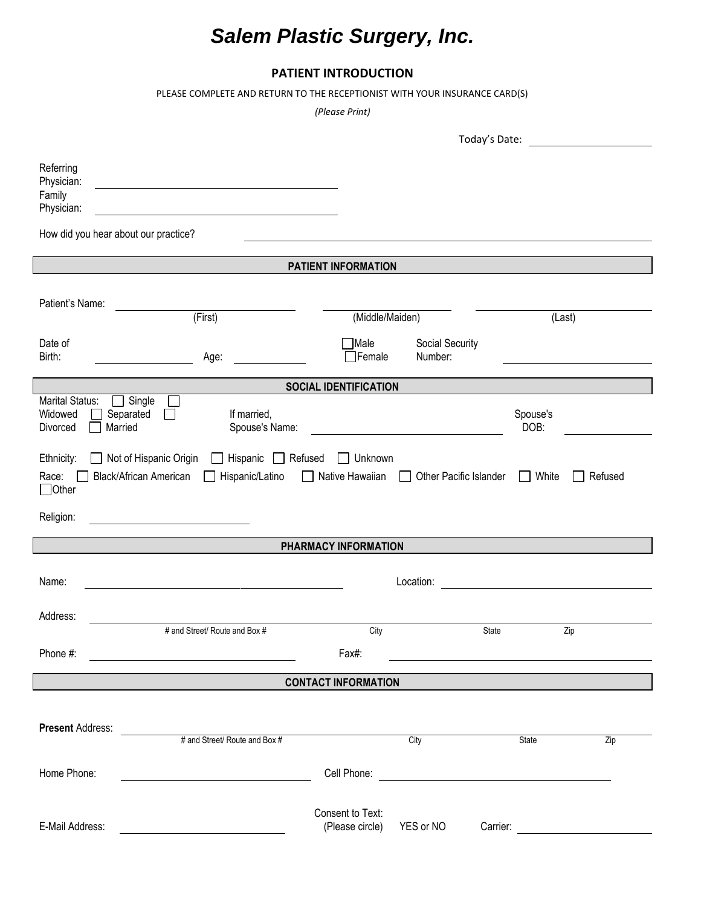# *Salem Plastic Surgery, Inc.*

## PATIENT INTRODUCTION

PLEASE COMPLETE AND RETURN TO THE RECEPTIONIST WITH YOUR INSURANCE CARD(S)

*(Please Print)*

Today's Date: ____________________

Referring Physician: ________________________________________

Family Physician: ________________________________________

How did you hear about our practice? ________________________________________

### PATIENT INFORMATION

Patient's Name: ____________________ (First) ____________________ (Middle/Maiden) ____________________ (Last)

Date of Birth: ______________ Age: ____________ ☐ Male ☐ Female Social Security Number: ____________________

### SOCIAL IDENTIFICATION

Marital Status: ☐ Single ☐ Widowed ☐ Separated ☐ Divorced ☐ Married

If married, Spouse's Name: ____________________ Spouse's DOB: ______________

Ethnicity: ☐ Not of Hispanic Origin ☐ Hispanic ☐ Refused ☐ Unknown

Race: ☐ Black/African American ☐ Hispanic/Latino ☐ Native Hawaiian ☐ Other Pacific Islander ☐ White ☐ Refused ☐ Other

Religion: ____________________

### PHARMACY INFORMATION

Name: ____________________ Location: ____________________

Address: ____________________ (# and Street/ Route and Box #) ____________ (City) ________ (State) ________ (Zip)

Phone #: ____________________ Fax#: ____________________

### CONTACT INFORMATION

**Present** Address: ____________________ (# and Street/ Route and Box #) ____________ (City) ________ (State) ________ (Zip)

Home Phone: ____________________ Cell Phone: ____________________

E-Mail Address: ____________________ Consent to Text: (Please circle) YES or NO Carrier: ____________________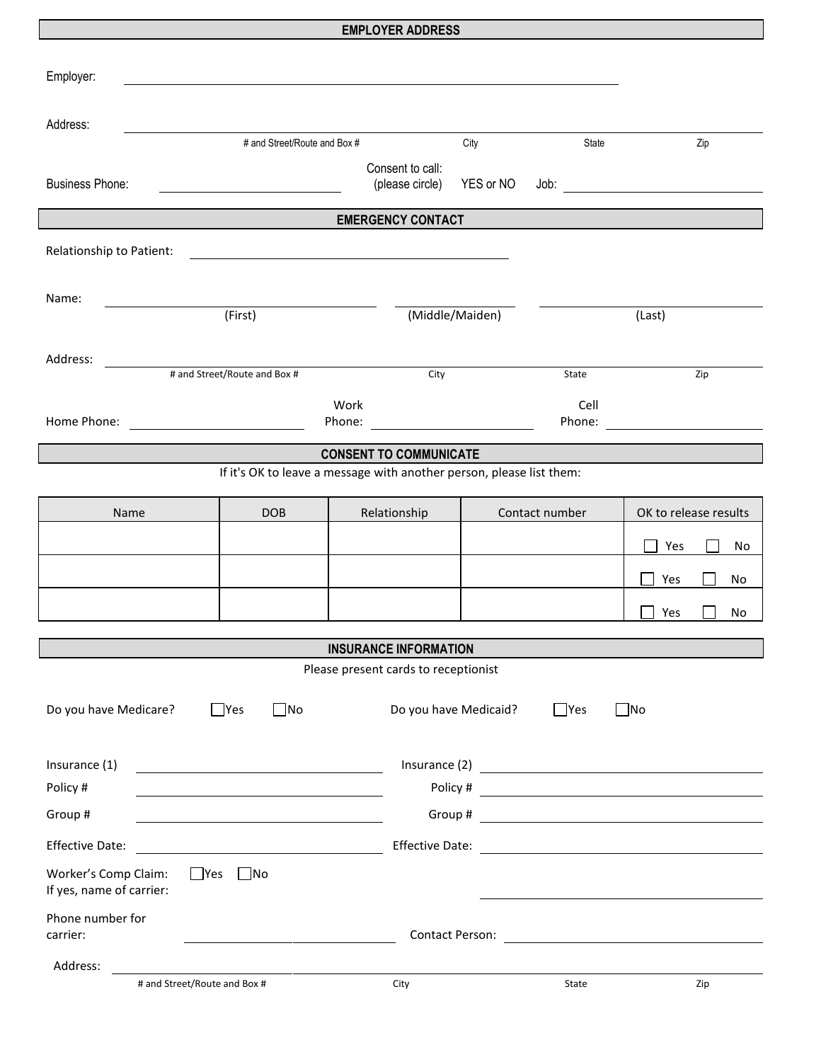## EMPLOYER ADDRESS

Employer: ______________________________

Address: ______________________________
# and Street/Route and Box # | City | State | Zip

Business Phone: ______________ Consent to call: (please circle) YES or NO Job: ______________

## EMERGENCY CONTACT

Relationship to Patient: ______________________________

Name: ______________ ______________ ______________
(First) (Middle/Maiden) (Last)

Address: ______________________________
# and Street/Route and Box # | City | State | Zip

Home Phone: ______________ Work Phone: ______________ Cell Phone: ______________

## CONSENT TO COMMUNICATE

If it's OK to leave a message with another person, please list them:

| Name | DOB | Relationship | Contact number | OK to release results |
|---|---|---|---|---|
| | | | | ☐ Yes ☐ No |
| | | | | ☐ Yes ☐ No |
| | | | | ☐ Yes ☐ No |

## INSURANCE INFORMATION

Please present cards to receptionist

Do you have Medicare? ☐Yes ☐No Do you have Medicaid? ☐Yes ☐No

Insurance (1) ______________ Insurance (2) ______________

Policy # ______________ Policy # ______________

Group # ______________ Group # ______________

Effective Date: ______________ Effective Date: ______________

Worker's Comp Claim: ☐Yes ☐No
If yes, name of carrier: ______________

Phone number for carrier: ______________ Contact Person: ______________

Address: ______________________________
# and Street/Route and Box # | City | State | Zip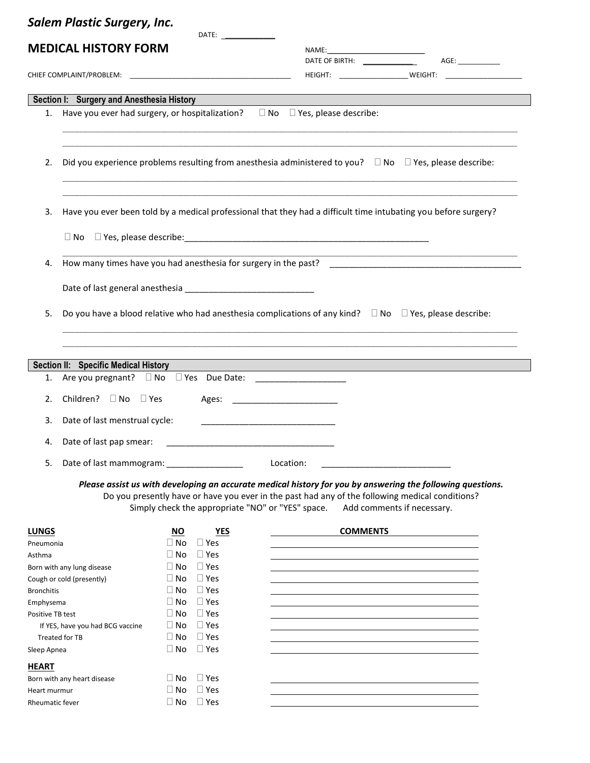## Salem Plastic Surgery, Inc.

DATE: ___________

## MEDICAL HISTORY FORM

NAME: ________________________

DATE OF BIRTH: ____________ AGE: ___________

CHIEF COMPLAINT/PROBLEM: ________________________________________

HEIGHT: _________________ WEIGHT: ___________________

### Section I: Surgery and Anesthesia History

1. Have you ever had surgery, or hospitalization? ☐ No ☐ Yes, please describe:

____________________________________________________________________________________

____________________________________________________________________________________

2. Did you experience problems resulting from anesthesia administered to you? ☐ No ☐ Yes, please describe:

____________________________________________________________________________________

____________________________________________________________________________________

3. Have you ever been told by a medical professional that they had a difficult time intubating you before surgery?

☐ No ☐ Yes, please describe:_____________________________________________________

____________________________________________________________________________________

4. How many times have you had anesthesia for surgery in the past? ________________________________________

Date of last general anesthesia ___________________________

5. Do you have a blood relative who had anesthesia complications of any kind? ☐ No ☐ Yes, please describe:

____________________________________________________________________________________

____________________________________________________________________________________

### Section II: Specific Medical History

1. Are you pregnant? ☐ No ☐ Yes Due Date: __________________
2. Children? ☐ No ☐ Yes Ages: ______________________
3. Date of last menstrual cycle: ____________________________
4. Date of last pap smear: __________________________________
5. Date of last mammogram: ________________ Location: ___________________________

***Please assist us with developing an accurate medical history for you by answering the following questions.***

Do you presently have or have you ever in the past had any of the following medical conditions?

Simply check the appropriate "NO" or "YES" space. Add comments if necessary.

| LUNGS | NO | YES | COMMENTS |
|---|---|---|---|
| Pneumonia | ☐ No | ☐ Yes | |
| Asthma | ☐ No | ☐ Yes | |
| Born with any lung disease | ☐ No | ☐ Yes | |
| Cough or cold (presently) | ☐ No | ☐ Yes | |
| Bronchitis | ☐ No | ☐ Yes | |
| Emphysema | ☐ No | ☐ Yes | |
| Positive TB test | ☐ No | ☐ Yes | |
| If YES, have you had BCG vaccine | ☐ No | ☐ Yes | |
| Treated for TB | ☐ No | ☐ Yes | |
| Sleep Apnea | ☐ No | ☐ Yes | |
| **HEART** | | | |
| Born with any heart disease | ☐ No | ☐ Yes | |
| Heart murmur | ☐ No | ☐ Yes | |
| Rheumatic fever | ☐ No | ☐ Yes | |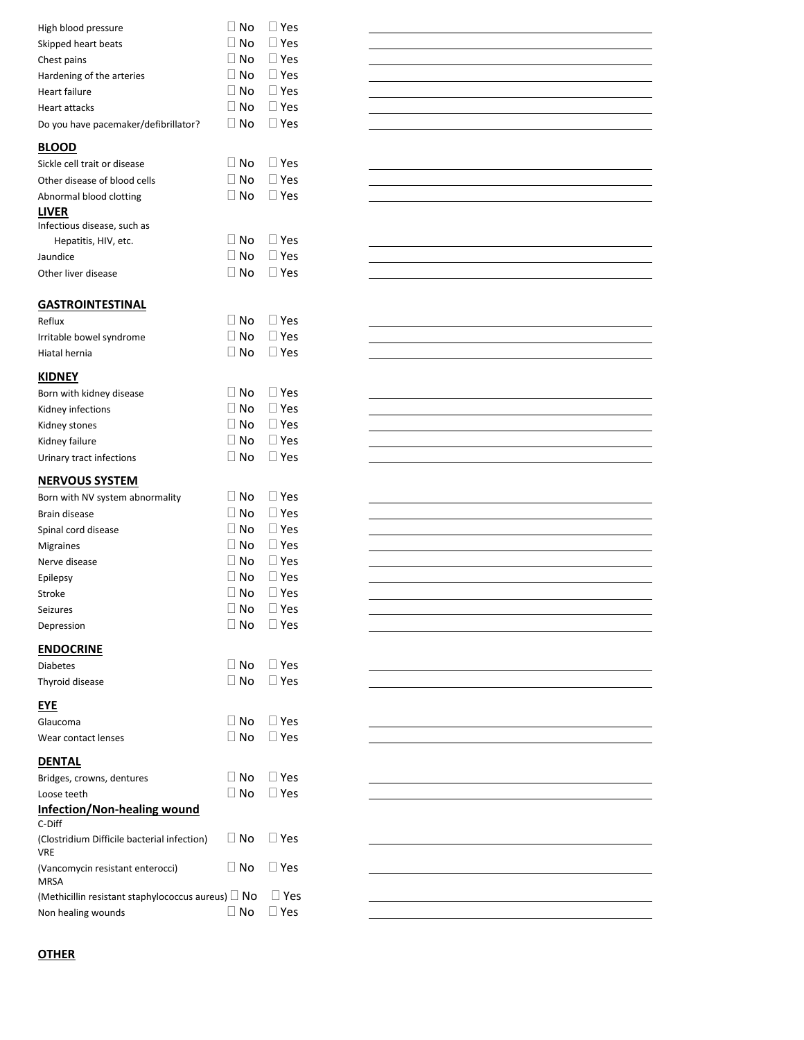High blood pressure ☐ No ☐ Yes ______________________________

Skipped heart beats ☐ No ☐ Yes ______________________________

Chest pains ☐ No ☐ Yes ______________________________

Hardening of the arteries ☐ No ☐ Yes ______________________________

Heart failure ☐ No ☐ Yes ______________________________

Heart attacks ☐ No ☐ Yes ______________________________

Do you have pacemaker/defibrillator? ☐ No ☐ Yes ______________________________

## BLOOD

Sickle cell trait or disease ☐ No ☐ Yes ______________________________

Other disease of blood cells ☐ No ☐ Yes ______________________________

Abnormal blood clotting ☐ No ☐ Yes ______________________________

## LIVER

Infectious disease, such as
Hepatitis, HIV, etc. ☐ No ☐ Yes ______________________________

Jaundice ☐ No ☐ Yes ______________________________

Other liver disease ☐ No ☐ Yes ______________________________

## GASTROINTESTINAL

Reflux ☐ No ☐ Yes ______________________________

Irritable bowel syndrome ☐ No ☐ Yes ______________________________

Hiatal hernia ☐ No ☐ Yes ______________________________

## KIDNEY

Born with kidney disease ☐ No ☐ Yes ______________________________

Kidney infections ☐ No ☐ Yes ______________________________

Kidney stones ☐ No ☐ Yes ______________________________

Kidney failure ☐ No ☐ Yes ______________________________

Urinary tract infections ☐ No ☐ Yes ______________________________

## NERVOUS SYSTEM

Born with NV system abnormality ☐ No ☐ Yes ______________________________

Brain disease ☐ No ☐ Yes ______________________________

Spinal cord disease ☐ No ☐ Yes ______________________________

Migraines ☐ No ☐ Yes ______________________________

Nerve disease ☐ No ☐ Yes ______________________________

Epilepsy ☐ No ☐ Yes ______________________________

Stroke ☐ No ☐ Yes ______________________________

Seizures ☐ No ☐ Yes ______________________________

Depression ☐ No ☐ Yes ______________________________

## ENDOCRINE

Diabetes ☐ No ☐ Yes ______________________________

Thyroid disease ☐ No ☐ Yes ______________________________

## EYE

Glaucoma ☐ No ☐ Yes ______________________________

Wear contact lenses ☐ No ☐ Yes ______________________________

## DENTAL

Bridges, crowns, dentures ☐ No ☐ Yes ______________________________

Loose teeth ☐ No ☐ Yes ______________________________

## Infection/Non-healing wound

C-Diff
(Clostridium Difficile bacterial infection) ☐ No ☐ Yes ______________________________

VRE
(Vancomycin resistant enterocci) ☐ No ☐ Yes ______________________________

MRSA
(Methicillin resistant staphylococcus aureus) ☐ No ☐ Yes ______________________________

Non healing wounds ☐ No ☐ Yes ______________________________

## OTHER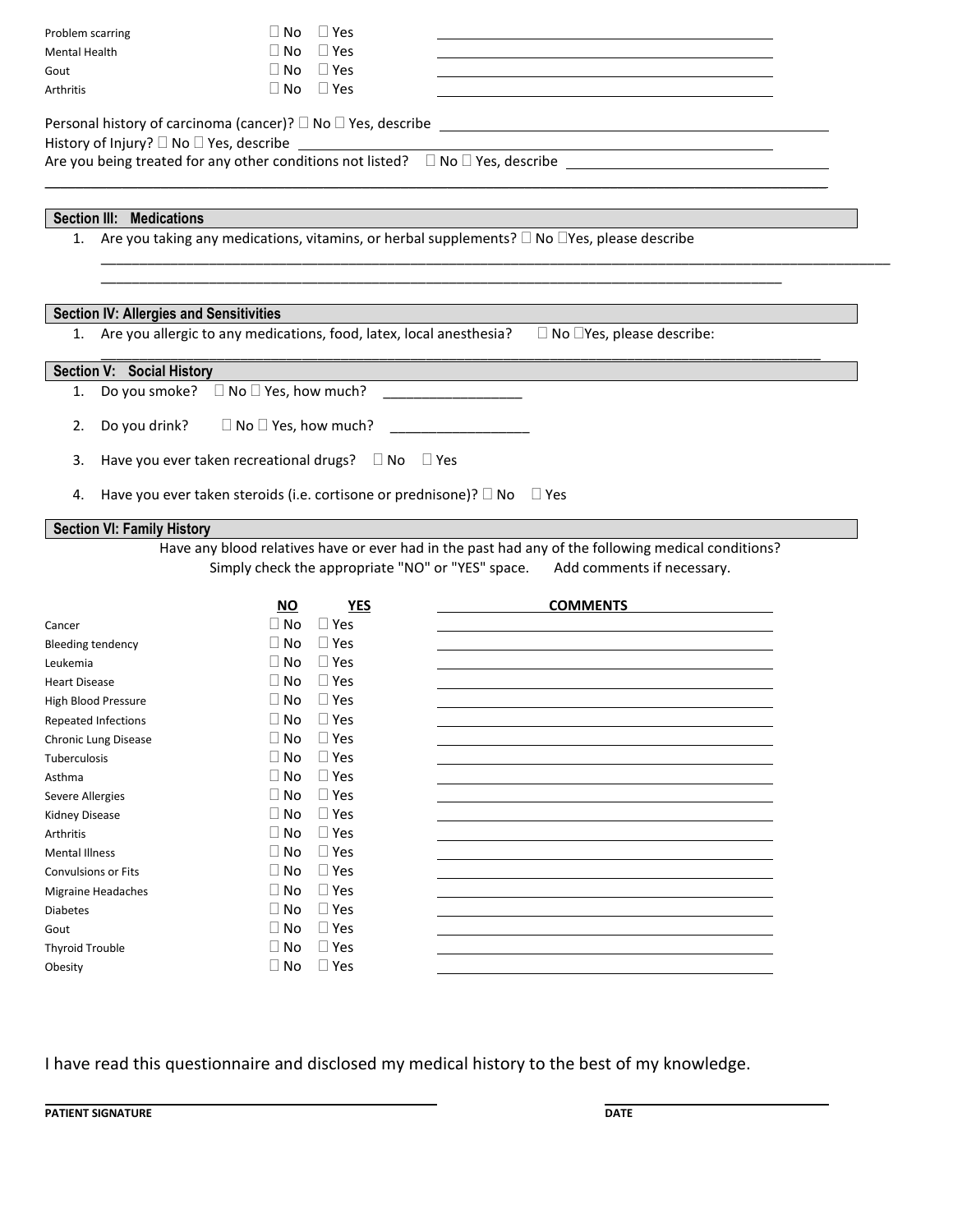| | | | |
|---|---|---|---|
| Problem scarring | ☐ No | ☐ Yes | ________________ |
| Mental Health | ☐ No | ☐ Yes | ________________ |
| Gout | ☐ No | ☐ Yes | ________________ |
| Arthritis | ☐ No | ☐ Yes | ________________ |

Personal history of carcinoma (cancer)? ☐ No ☐ Yes, describe ________________

History of Injury? ☐ No ☐ Yes, describe ________________

Are you being treated for any other conditions not listed? ☐ No ☐ Yes, describe ________________

________________________________________________

## Section III: Medications

1. Are you taking any medications, vitamins, or herbal supplements? ☐ No ☐Yes, please describe

________________________________________________

________________________________________________

## Section IV: Allergies and Sensitivities

1. Are you allergic to any medications, food, latex, local anesthesia? ☐ No ☐Yes, please describe:

________________________________________________

## Section V: Social History

1. Do you smoke? ☐ No ☐ Yes, how much? ________________
2. Do you drink? ☐ No ☐ Yes, how much? ________________
3. Have you ever taken recreational drugs? ☐ No ☐ Yes
4. Have you ever taken steroids (i.e. cortisone or prednisone)? ☐ No ☐ Yes

## Section VI: Family History

Have any blood relatives have or ever had in the past had any of the following medical conditions? Simply check the appropriate "NO" or "YES" space. Add comments if necessary.

| | NO | YES | COMMENTS |
|---|---|---|---|
| Cancer | ☐ No | ☐ Yes | |
| Bleeding tendency | ☐ No | ☐ Yes | |
| Leukemia | ☐ No | ☐ Yes | |
| Heart Disease | ☐ No | ☐ Yes | |
| High Blood Pressure | ☐ No | ☐ Yes | |
| Repeated Infections | ☐ No | ☐ Yes | |
| Chronic Lung Disease | ☐ No | ☐ Yes | |
| Tuberculosis | ☐ No | ☐ Yes | |
| Asthma | ☐ No | ☐ Yes | |
| Severe Allergies | ☐ No | ☐ Yes | |
| Kidney Disease | ☐ No | ☐ Yes | |
| Arthritis | ☐ No | ☐ Yes | |
| Mental Illness | ☐ No | ☐ Yes | |
| Convulsions or Fits | ☐ No | ☐ Yes | |
| Migraine Headaches | ☐ No | ☐ Yes | |
| Diabetes | ☐ No | ☐ Yes | |
| Gout | ☐ No | ☐ Yes | |
| Thyroid Trouble | ☐ No | ☐ Yes | |
| Obesity | ☐ No | ☐ Yes | |

I have read this questionnaire and disclosed my medical history to the best of my knowledge.

________________________________ ________________

**PATIENT SIGNATURE** **DATE**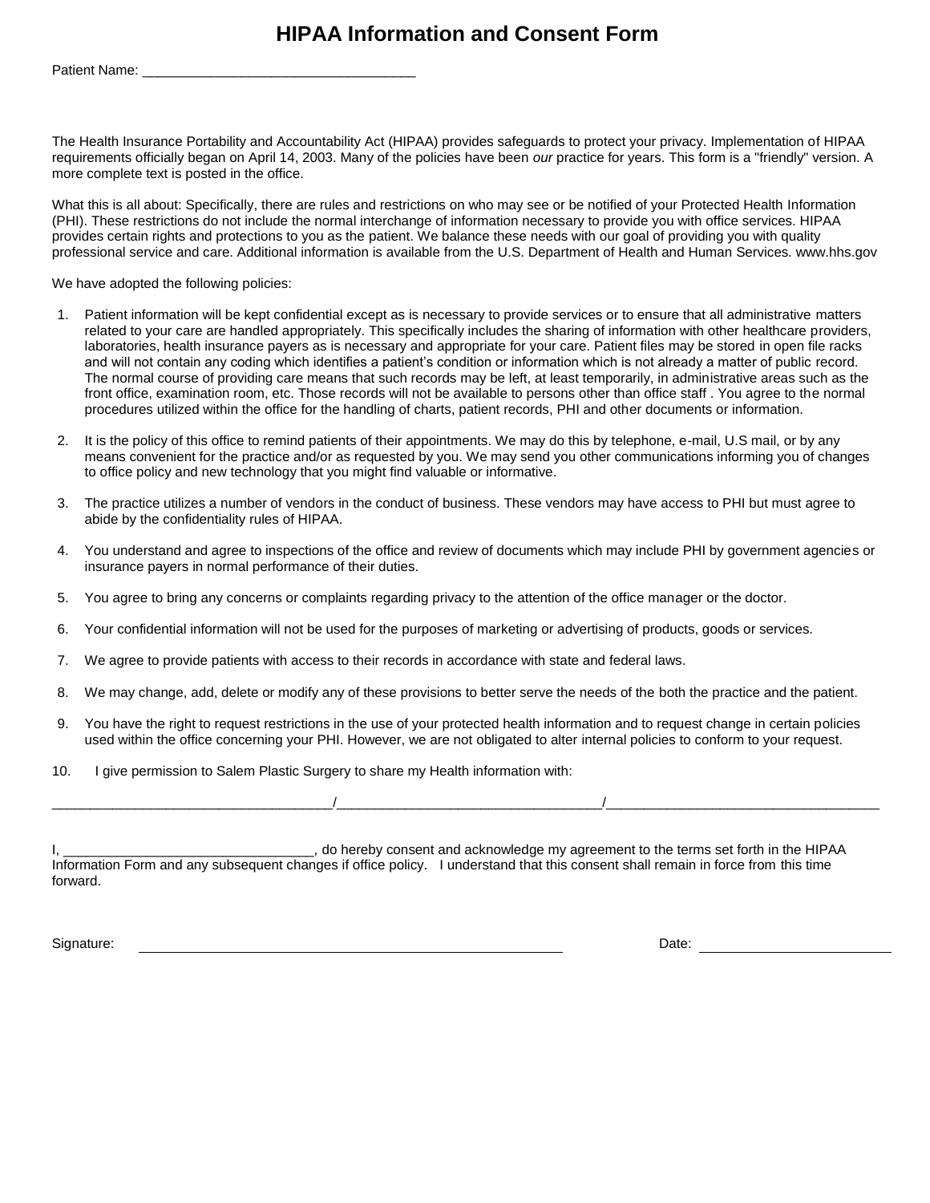# HIPAA Information and Consent Form

Patient Name: ___________________________________

The Health Insurance Portability and Accountability Act (HIPAA) provides safeguards to protect your privacy. Implementation of HIPAA requirements officially began on April 14, 2003. Many of the policies have been *our* practice for years. This form is a "friendly" version. A more complete text is posted in the office.

What this is all about: Specifically, there are rules and restrictions on who may see or be notified of your Protected Health Information (PHI). These restrictions do not include the normal interchange of information necessary to provide you with office services. HIPAA provides certain rights and protections to you as the patient. We balance these needs with our goal of providing you with quality professional service and care. Additional information is available from the U.S. Department of Health and Human Services. www.hhs.gov

We have adopted the following policies:

1. Patient information will be kept confidential except as is necessary to provide services or to ensure that all administrative matters related to your care are handled appropriately. This specifically includes the sharing of information with other healthcare providers, laboratories, health insurance payers as is necessary and appropriate for your care. Patient files may be stored in open file racks and will not contain any coding which identifies a patient's condition or information which is not already a matter of public record. The normal course of providing care means that such records may be left, at least temporarily, in administrative areas such as the front office, examination room, etc. Those records will not be available to persons other than office staff . You agree to the normal procedures utilized within the office for the handling of charts, patient records, PHI and other documents or information.
2. It is the policy of this office to remind patients of their appointments. We may do this by telephone, e-mail, U.S mail, or by any means convenient for the practice and/or as requested by you. We may send you other communications informing you of changes to office policy and new technology that you might find valuable or informative.
3. The practice utilizes a number of vendors in the conduct of business. These vendors may have access to PHI but must agree to abide by the confidentiality rules of HIPAA.
4. You understand and agree to inspections of the office and review of documents which may include PHI by government agencies or insurance payers in normal performance of their duties.
5. You agree to bring any concerns or complaints regarding privacy to the attention of the office manager or the doctor.
6. Your confidential information will not be used for the purposes of marketing or advertising of products, goods or services.
7. We agree to provide patients with access to their records in accordance with state and federal laws.
8. We may change, add, delete or modify any of these provisions to better serve the needs of the both the practice and the patient.
9. You have the right to request restrictions in the use of your protected health information and to request change in certain policies used within the office concerning your PHI. However, we are not obligated to alter internal policies to conform to your request.
10. I give permission to Salem Plastic Surgery to share my Health information with:

____________________________________/__________________________________/___________________________________

I, ________________________________, do hereby consent and acknowledge my agreement to the terms set forth in the HIPAA Information Form and any subsequent changes if office policy. I understand that this consent shall remain in force from this time forward.

Signature: ______________________________________________________ Date: _________________________